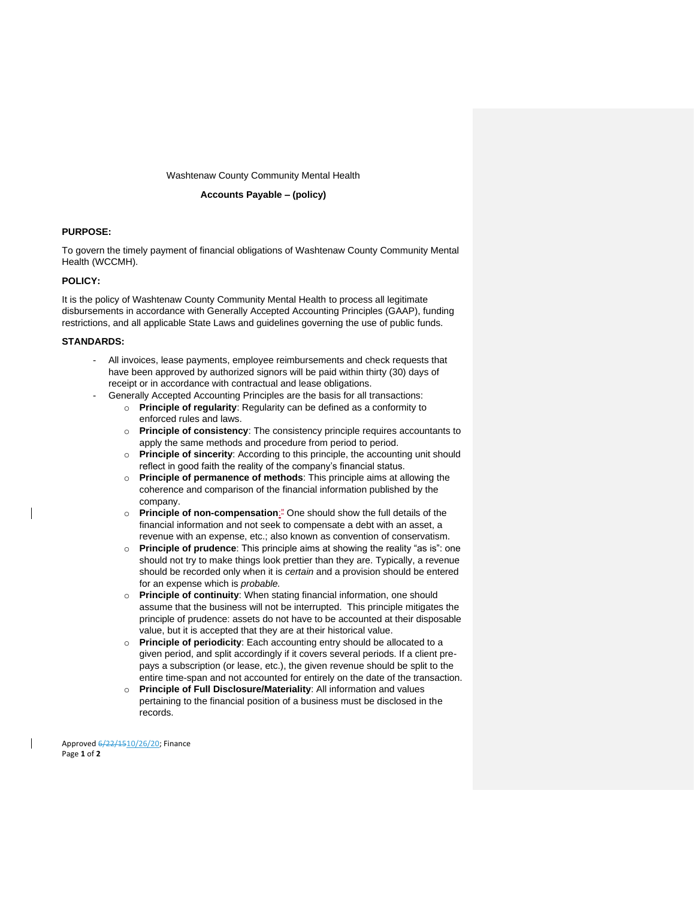Washtenaw County Community Mental Health

**Accounts Payable – (policy)**

**PURPOSE:**

To govern the timely payment of financial obligations of Washtenaw County Community Mental Health (WCCMH).

**POLICY:**

It is the policy of Washtenaw County Community Mental Health to process all legitimate disbursements in accordance with Generally Accepted Accounting Principles (GAAP), funding restrictions, and all applicable State Laws and guidelines governing the use of public funds.

**STANDARDS:**

- All invoices, lease payments, employee reimbursements and check requests that have been approved by authorized signors will be paid within thirty (30) days of receipt or in accordance with contractual and lease obligations.
- Generally Accepted Accounting Principles are the basis for all transactions:
  - **Principle of regularity**: Regularity can be defined as a conformity to enforced rules and laws.
  - **Principle of consistency**: The consistency principle requires accountants to apply the same methods and procedure from period to period.
  - **Principle of sincerity**: According to this principle, the accounting unit should reflect in good faith the reality of the company's financial status.
  - **Principle of permanence of methods**: This principle aims at allowing the coherence and comparison of the financial information published by the company.
  - **Principle of non-compensation**: One should show the full details of the financial information and not seek to compensate a debt with an asset, a revenue with an expense, etc.; also known as convention of conservatism.
  - **Principle of prudence**: This principle aims at showing the reality "as is": one should not try to make things look prettier than they are. Typically, a revenue should be recorded only when it is *certain* and a provision should be entered for an expense which is *probable.*
  - **Principle of continuity**: When stating financial information, one should assume that the business will not be interrupted. This principle mitigates the principle of prudence: assets do not have to be accounted at their disposable value, but it is accepted that they are at their historical value.
  - **Principle of periodicity**: Each accounting entry should be allocated to a given period, and split accordingly if it covers several periods. If a client pre-pays a subscription (or lease, etc.), the given revenue should be split to the entire time-span and not accounted for entirely on the date of the transaction.
  - **Principle of Full Disclosure/Materiality**: All information and values pertaining to the financial position of a business must be disclosed in the records.

Approved ~~6/22/15~~10/26/20; Finance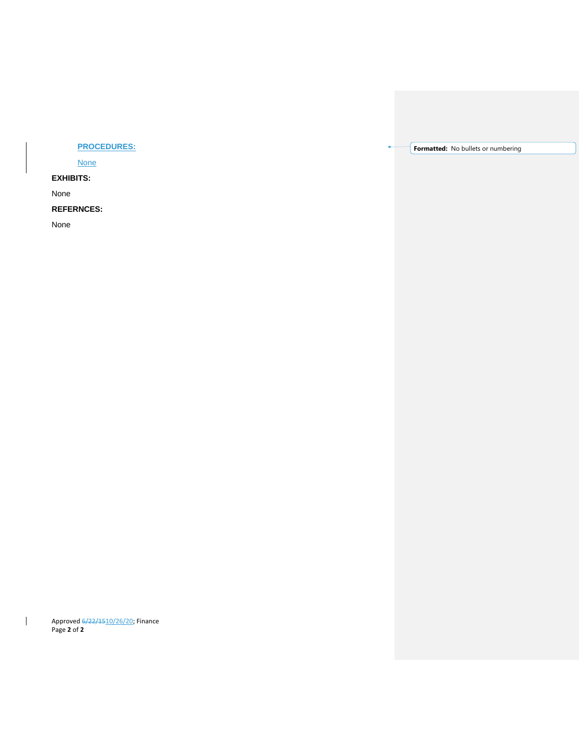**PROCEDURES:**

None

**EXHIBITS:**

None

**REFERNCES:**

None

Approved ~~6/22/15~~10/26/20; Finance